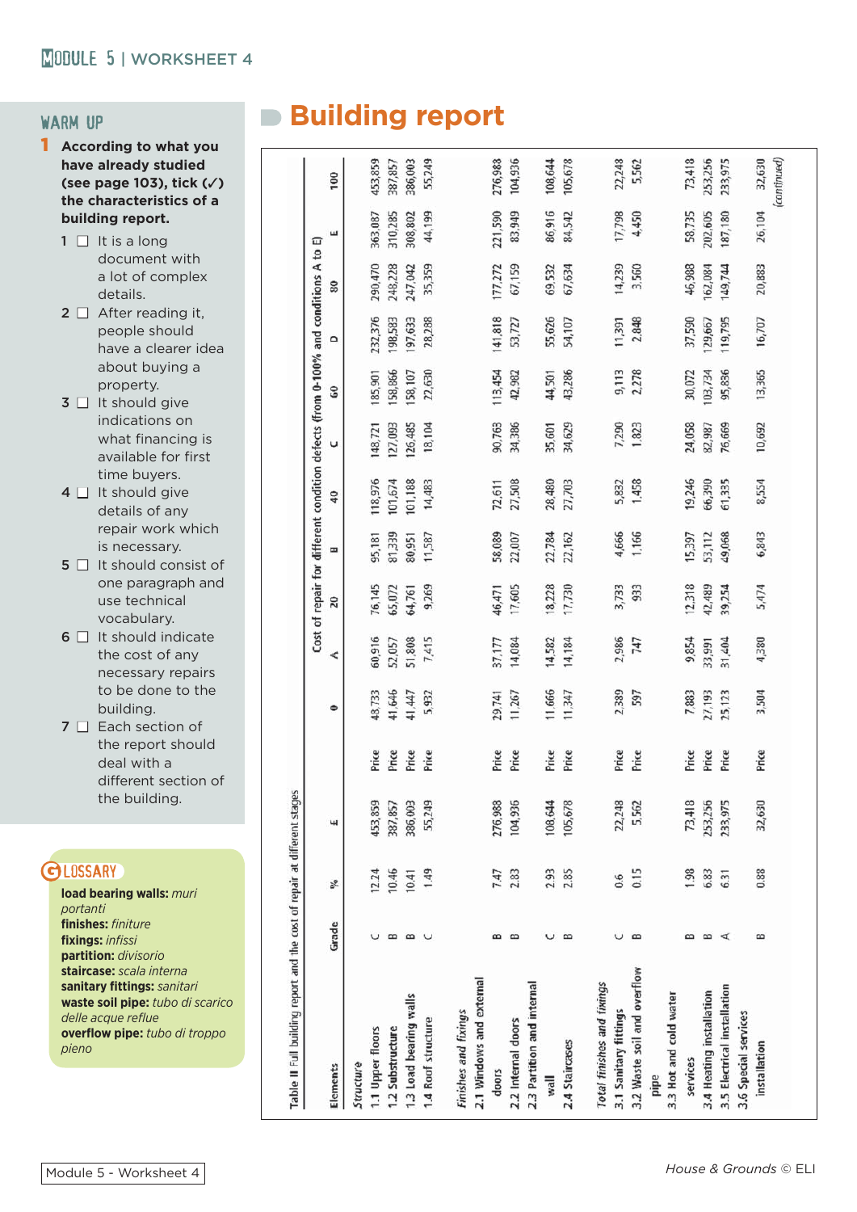# Building report

## WARM UP

**1 According to what you have already studied (see page 103), tick (✓) the characteristics of a building report.**

1 ☐ It is a long document with a lot of complex details.
2 ☐ After reading it, people should have a clearer idea about buying a property.
3 ☐ It should give indications on what financing is available for first time buyers.
4 ☐ It should give details of any repair work which is necessary.
5 ☐ It should consist of one paragraph and use technical vocabulary.
6 ☐ It should indicate the cost of any necessary repairs to be done to the building.
7 ☐ Each section of the report should deal with a different section of the building.

## GLOSSARY

**load bearing walls:** *muri portanti*
**finishes:** *finiture*
**fixings:** *infissi*
**partition:** *divisorio*
**staircase:** *scala interna*
**sanitary fittings:** *sanitari*
**waste soil pipe:** *tubo di scarico delle acque reflue*
**overflow pipe:** *tubo di troppo pieno*

Table II Full building report and the cost of repair at different stages

| Elements | Grade | % | £ | | Cost of repair for different condition defects (from 0-100% and conditions A to E) | | | | | | | | | | |
|---|---|---|---|---|---|---|---|---|---|---|---|---|---|---|---|
| | | | | | 0 | A | 20 | B | 40 | C | 60 | D | 80 | E | 100 |
| *Structure* | | | | | | | | | | | | | | | |
| 1.1 Upper floors | C | 12.24 | 453,859 | Price | 48,733 | 60,916 | 76,145 | 95,181 | 118,976 | 148,721 | 185,901 | 232,376 | 290,470 | 363,087 | 453,859 |
| 1.2 Substructure | B | 10.46 | 387,857 | Price | 41,646 | 52,057 | 65,072 | 81,339 | 101,674 | 127,093 | 158,866 | 198,583 | 248,228 | 310,285 | 387,857 |
| 1.3 Load bearing walls | B | 10.41 | 386,003 | Price | 41,447 | 51,808 | 64,761 | 80,951 | 101,188 | 126,485 | 158,107 | 197,633 | 247,042 | 308,802 | 386,003 |
| 1.4 Roof structure | C | 1.49 | 55,249 | Price | 5,932 | 7,415 | 9,269 | 11,587 | 14,483 | 18,104 | 22,630 | 28,288 | 35,359 | 44,199 | 55,249 |
| *Finishes and fixings* | | | | | | | | | | | | | | | |
| 2.1 Windows and external doors | B | 7.47 | 276,988 | Price | 29,741 | 37,177 | 46,471 | 58,089 | 72,611 | 90,763 | 113,454 | 141,818 | 177,272 | 221,590 | 276,988 |
| 2.2 Internal doors | B | 2.83 | 104,936 | Price | 11,267 | 14,084 | 17,605 | 22,007 | 27,508 | 34,386 | 42,982 | 53,727 | 67,159 | 83,949 | 104,936 |
| 2.3 Partition and internal wall | C | 2.93 | 108,644 | Price | 11,666 | 14,582 | 18,228 | 22,784 | 28,480 | 35,601 | 44,501 | 55,626 | 69,532 | 86,916 | 108,644 |
| 2.4 Staircases | B | 2.85 | 105,678 | Price | 11,347 | 14,184 | 17,730 | 22,162 | 27,703 | 34,629 | 43,286 | 54,107 | 67,634 | 84,542 | 105,678 |
| *Total finishes and fixings* | | | | | | | | | | | | | | | |
| 3.1 Sanitary fittings | C | 0.6 | 22,248 | Price | 2,389 | 2,986 | 3,733 | 4,666 | 5,832 | 7,290 | 9,113 | 11,391 | 14,239 | 17,798 | 22,248 |
| 3.2 Waste soil and overflow pipe | B | 0.15 | 5,562 | Price | 597 | 747 | 933 | 1,166 | 1,458 | 1,823 | 2,278 | 2,848 | 3,560 | 4,450 | 5,562 |
| 3.3 Hot and cold water services | B | 1.98 | 73,418 | Price | 7,883 | 9,854 | 12,318 | 15,397 | 19,246 | 24,058 | 30,072 | 37,590 | 46,988 | 58,735 | 73,418 |
| 3.4 Heating installation | B | 6.83 | 253,256 | Price | 27,193 | 33,991 | 42,489 | 53,112 | 66,390 | 82,987 | 103,734 | 129,667 | 162,084 | 202,605 | 253,256 |
| 3.5 Electrical installation | A | 6.31 | 233,975 | Price | 25,123 | 31,404 | 39,254 | 49,068 | 61,335 | 76,669 | 95,836 | 119,795 | 149,744 | 187,180 | 233,975 |
| 3.6 Special services installation | B | 0.88 | 32,630 | Price | 3,504 | 4,380 | 5,474 | 6,843 | 8,554 | 10,692 | 13,365 | 16,707 | 20,883 | 26,104 | 32,630 |

*(continued)*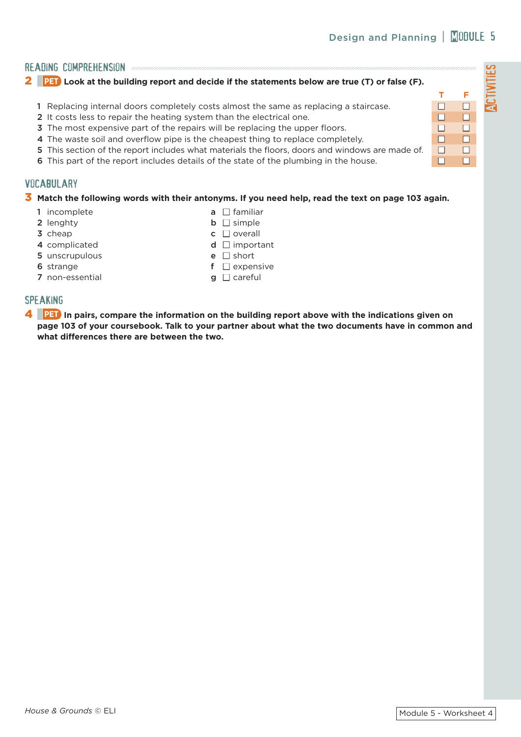## READING COMPREHENSION

**2** PET **Look at the building report and decide if the statements below are true (T) or false (F).**

| | | T | F |
|---|---|---|---|
| 1 | Replacing internal doors completely costs almost the same as replacing a staircase. | ☐ | ☐ |
| 2 | It costs less to repair the heating system than the electrical one. | ☐ | ☐ |
| 3 | The most expensive part of the repairs will be replacing the upper floors. | ☐ | ☐ |
| 4 | The waste soil and overflow pipe is the cheapest thing to replace completely. | ☐ | ☐ |
| 5 | This section of the report includes what materials the floors, doors and windows are made of. | ☐ | ☐ |
| 6 | This part of the report includes details of the state of the plumbing in the house. | ☐ | ☐ |

## VOCABULARY

**3** **Match the following words with their antonyms. If you need help, read the text on page 103 again.**

1 incomplete
2 lenghty
3 cheap
4 complicated
5 unscrupulous
6 strange
7 non-essential

a ☐ familiar
b ☐ simple
c ☐ overall
d ☐ important
e ☐ short
f ☐ expensive
g ☐ careful

## SPEAKING

**4** PET **In pairs, compare the information on the building report above with the indications given on page 103 of your coursebook. Talk to your partner about what the two documents have in common and what differences there are between the two.**